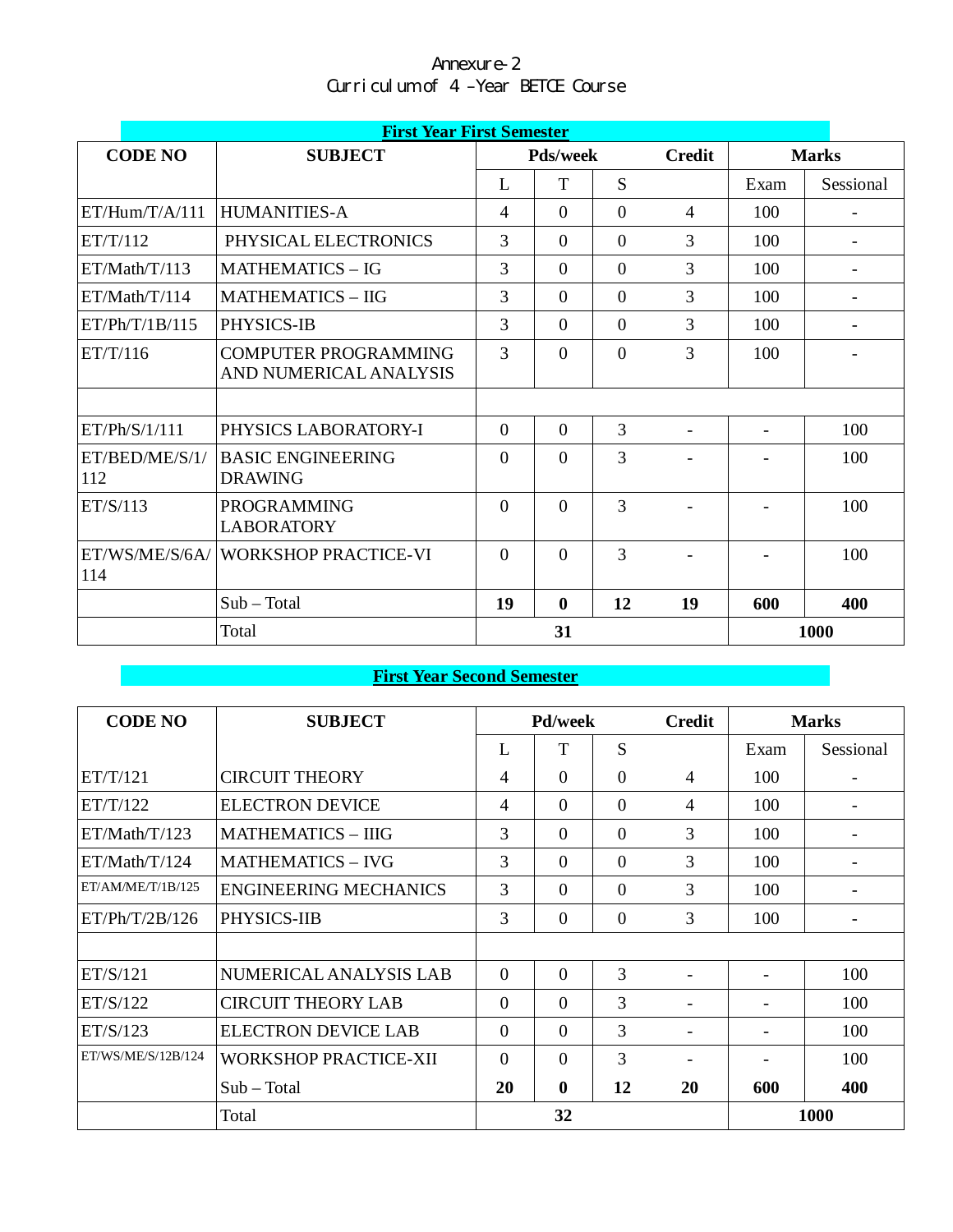Annexure-2

Curriculum of 4 -Year BETCE Course

## First Year First Semester

| CODE NO | SUBJECT | Pds/week | | | Credit | Marks | |
|---|---|---|---|---|---|---|---|
| | | L | T | S | | Exam | Sessional |
| ET/Hum/T/A/111 | HUMANITIES-A | 4 | 0 | 0 | 4 | 100 | - |
| ET/T/112 | PHYSICAL ELECTRONICS | 3 | 0 | 0 | 3 | 100 | - |
| ET/Math/T/113 | MATHEMATICS – IG | 3 | 0 | 0 | 3 | 100 | - |
| ET/Math/T/114 | MATHEMATICS – IIG | 3 | 0 | 0 | 3 | 100 | - |
| ET/Ph/T/1B/115 | PHYSICS-IB | 3 | 0 | 0 | 3 | 100 | - |
| ET/T/116 | COMPUTER PROGRAMMING AND NUMERICAL ANALYSIS | 3 | 0 | 0 | 3 | 100 | - |
| | | | | | | | |
| ET/Ph/S/1/111 | PHYSICS LABORATORY-I | 0 | 0 | 3 | - | - | 100 |
| ET/BED/ME/S/1/112 | BASIC ENGINEERING DRAWING | 0 | 0 | 3 | - | - | 100 |
| ET/S/113 | PROGRAMMING LABORATORY | 0 | 0 | 3 | - | - | 100 |
| ET/WS/ME/S/6A/114 | WORKSHOP PRACTICE-VI | 0 | 0 | 3 | - | - | 100 |
| | Sub – Total | **19** | **0** | **12** | **19** | **600** | **400** |
| | Total | | **31** | | | **1000** | |

## First Year Second Semester

| CODE NO | SUBJECT | Pd/week | | | Credit | Marks | |
|---|---|---|---|---|---|---|---|
| | | L | T | S | | Exam | Sessional |
| ET/T/121 | CIRCUIT THEORY | 4 | 0 | 0 | 4 | 100 | - |
| ET/T/122 | ELECTRON DEVICE | 4 | 0 | 0 | 4 | 100 | - |
| ET/Math/T/123 | MATHEMATICS – IIIG | 3 | 0 | 0 | 3 | 100 | - |
| ET/Math/T/124 | MATHEMATICS – IVG | 3 | 0 | 0 | 3 | 100 | - |
| ET/AM/ME/T/1B/125 | ENGINEERING MECHANICS | 3 | 0 | 0 | 3 | 100 | - |
| ET/Ph/T/2B/126 | PHYSICS-IIB | 3 | 0 | 0 | 3 | 100 | - |
| | | | | | | | |
| ET/S/121 | NUMERICAL ANALYSIS LAB | 0 | 0 | 3 | - | - | 100 |
| ET/S/122 | CIRCUIT THEORY LAB | 0 | 0 | 3 | - | - | 100 |
| ET/S/123 | ELECTRON DEVICE LAB | 0 | 0 | 3 | - | - | 100 |
| ET/WS/ME/S/12B/124 | WORKSHOP PRACTICE-XII | 0 | 0 | 3 | - | - | 100 |
| | Sub – Total | **20** | **0** | **12** | **20** | **600** | **400** |
| | Total | | **32** | | | **1000** | |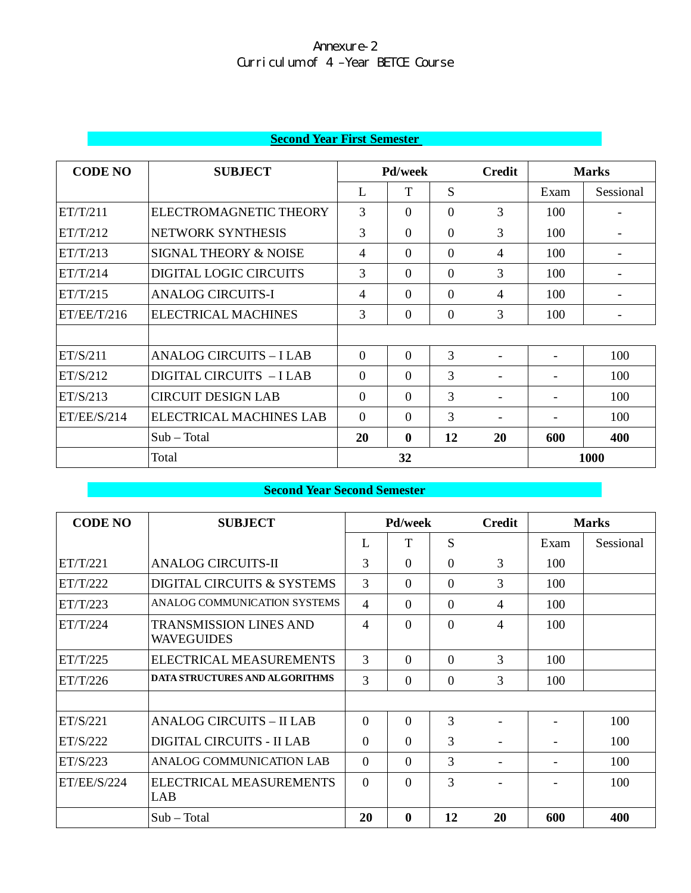Annexure-2

Curriculum of 4-Year BETCE Course

## Second Year First Semester

| CODE NO | SUBJECT | Pd/week | | | Credit | Marks | |
|---|---|---|---|---|---|---|---|
| | | L | T | S | | Exam | Sessional |
| ET/T/211 | ELECTROMAGNETIC THEORY | 3 | 0 | 0 | 3 | 100 | - |
| ET/T/212 | NETWORK SYNTHESIS | 3 | 0 | 0 | 3 | 100 | - |
| ET/T/213 | SIGNAL THEORY & NOISE | 4 | 0 | 0 | 4 | 100 | - |
| ET/T/214 | DIGITAL LOGIC CIRCUITS | 3 | 0 | 0 | 3 | 100 | - |
| ET/T/215 | ANALOG CIRCUITS-I | 4 | 0 | 0 | 4 | 100 | - |
| ET/EE/T/216 | ELECTRICAL MACHINES | 3 | 0 | 0 | 3 | 100 | - |
| | | | | | | | |
| ET/S/211 | ANALOG CIRCUITS – I LAB | 0 | 0 | 3 | - | - | 100 |
| ET/S/212 | DIGITAL CIRCUITS – I LAB | 0 | 0 | 3 | - | - | 100 |
| ET/S/213 | CIRCUIT DESIGN LAB | 0 | 0 | 3 | - | - | 100 |
| ET/EE/S/214 | ELECTRICAL MACHINES LAB | 0 | 0 | 3 | - | - | 100 |
| | Sub – Total | **20** | **0** | **12** | **20** | **600** | **400** |
| | Total | **32** | | | | **1000** | |

## Second Year Second Semester

| CODE NO | SUBJECT | Pd/week | | | Credit | Marks | |
|---|---|---|---|---|---|---|---|
| | | L | T | S | | Exam | Sessional |
| ET/T/221 | ANALOG CIRCUITS-II | 3 | 0 | 0 | 3 | 100 | |
| ET/T/222 | DIGITAL CIRCUITS & SYSTEMS | 3 | 0 | 0 | 3 | 100 | |
| ET/T/223 | ANALOG COMMUNICATION SYSTEMS | 4 | 0 | 0 | 4 | 100 | |
| ET/T/224 | TRANSMISSION LINES AND WAVEGUIDES | 4 | 0 | 0 | 4 | 100 | |
| ET/T/225 | ELECTRICAL MEASUREMENTS | 3 | 0 | 0 | 3 | 100 | |
| ET/T/226 | **DATA STRUCTURES AND ALGORITHMS** | 3 | 0 | 0 | 3 | 100 | |
| | | | | | | | |
| ET/S/221 | ANALOG CIRCUITS – II LAB | 0 | 0 | 3 | - | - | 100 |
| ET/S/222 | DIGITAL CIRCUITS - II LAB | 0 | 0 | 3 | - | - | 100 |
| ET/S/223 | ANALOG COMMUNICATION LAB | 0 | 0 | 3 | - | - | 100 |
| ET/EE/S/224 | ELECTRICAL MEASUREMENTS LAB | 0 | 0 | 3 | - | - | 100 |
| | Sub – Total | **20** | **0** | **12** | **20** | **600** | **400** |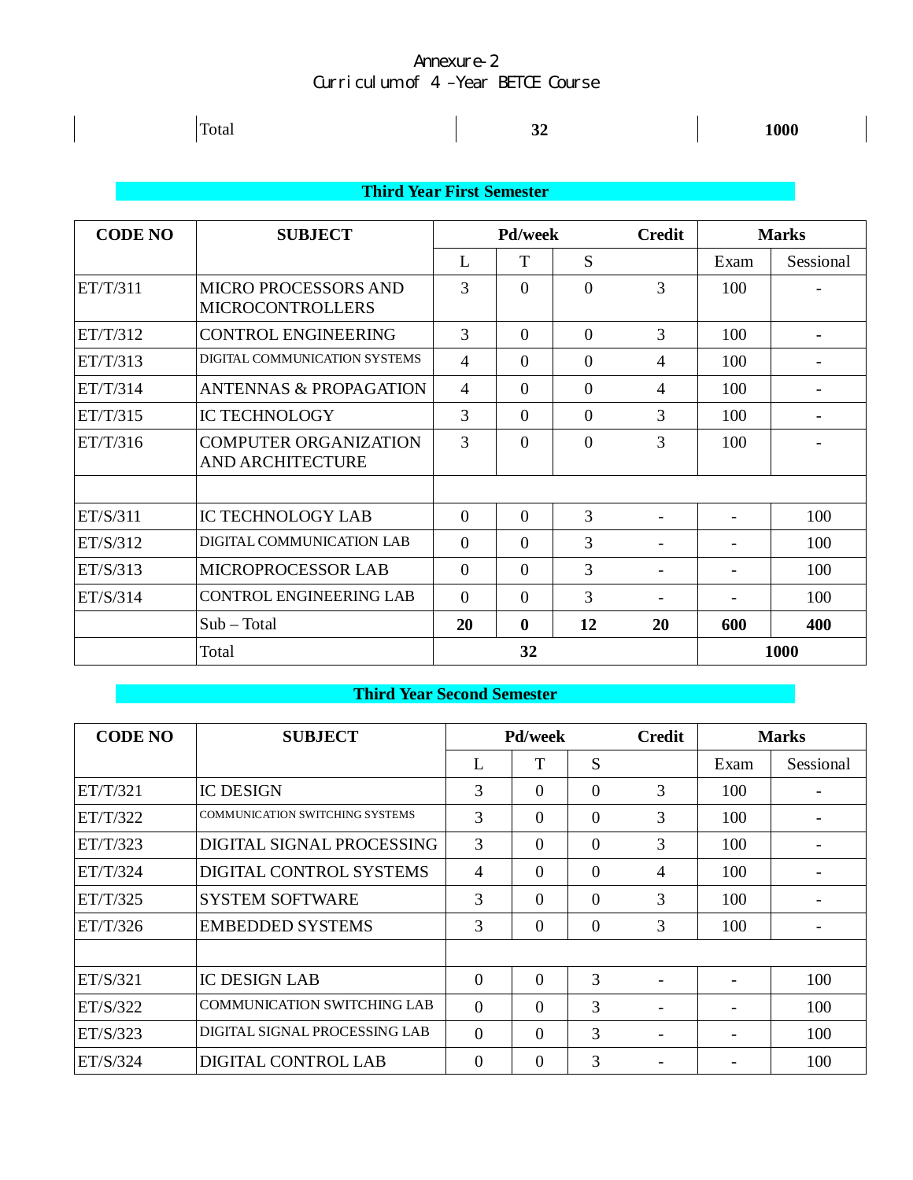Annexure-2
Curriculum of 4 -Year BETCE Course

| | Total | 32 | 1000 |
|---|---|---|---|

## Third Year First Semester

| CODE NO | SUBJECT | Pd/week | | | Credit | Marks | |
|---|---|---|---|---|---|---|---|
| | | L | T | S | | Exam | Sessional |
| ET/T/311 | MICRO PROCESSORS AND MICROCONTROLLERS | 3 | 0 | 0 | 3 | 100 | - |
| ET/T/312 | CONTROL ENGINEERING | 3 | 0 | 0 | 3 | 100 | - |
| ET/T/313 | DIGITAL COMMUNICATION SYSTEMS | 4 | 0 | 0 | 4 | 100 | - |
| ET/T/314 | ANTENNAS & PROPAGATION | 4 | 0 | 0 | 4 | 100 | - |
| ET/T/315 | IC TECHNOLOGY | 3 | 0 | 0 | 3 | 100 | - |
| ET/T/316 | COMPUTER ORGANIZATION AND ARCHITECTURE | 3 | 0 | 0 | 3 | 100 | - |
| | | | | | | | |
| ET/S/311 | IC TECHNOLOGY LAB | 0 | 0 | 3 | - | - | 100 |
| ET/S/312 | DIGITAL COMMUNICATION LAB | 0 | 0 | 3 | - | - | 100 |
| ET/S/313 | MICROPROCESSOR LAB | 0 | 0 | 3 | - | - | 100 |
| ET/S/314 | CONTROL ENGINEERING LAB | 0 | 0 | 3 | - | - | 100 |
| | Sub – Total | **20** | **0** | **12** | **20** | **600** | **400** |
| | Total | **32** | | | | **1000** | |

## Third Year Second Semester

| CODE NO | SUBJECT | Pd/week | | | Credit | Marks | |
|---|---|---|---|---|---|---|---|
| | | L | T | S | | Exam | Sessional |
| ET/T/321 | IC DESIGN | 3 | 0 | 0 | 3 | 100 | - |
| ET/T/322 | COMMUNICATION SWITCHING SYSTEMS | 3 | 0 | 0 | 3 | 100 | - |
| ET/T/323 | DIGITAL SIGNAL PROCESSING | 3 | 0 | 0 | 3 | 100 | - |
| ET/T/324 | DIGITAL CONTROL SYSTEMS | 4 | 0 | 0 | 4 | 100 | - |
| ET/T/325 | SYSTEM SOFTWARE | 3 | 0 | 0 | 3 | 100 | - |
| ET/T/326 | EMBEDDED SYSTEMS | 3 | 0 | 0 | 3 | 100 | - |
| | | | | | | | |
| ET/S/321 | IC DESIGN LAB | 0 | 0 | 3 | - | - | 100 |
| ET/S/322 | COMMUNICATION SWITCHING LAB | 0 | 0 | 3 | - | - | 100 |
| ET/S/323 | DIGITAL SIGNAL PROCESSING LAB | 0 | 0 | 3 | - | - | 100 |
| ET/S/324 | DIGITAL CONTROL LAB | 0 | 0 | 3 | - | - | 100 |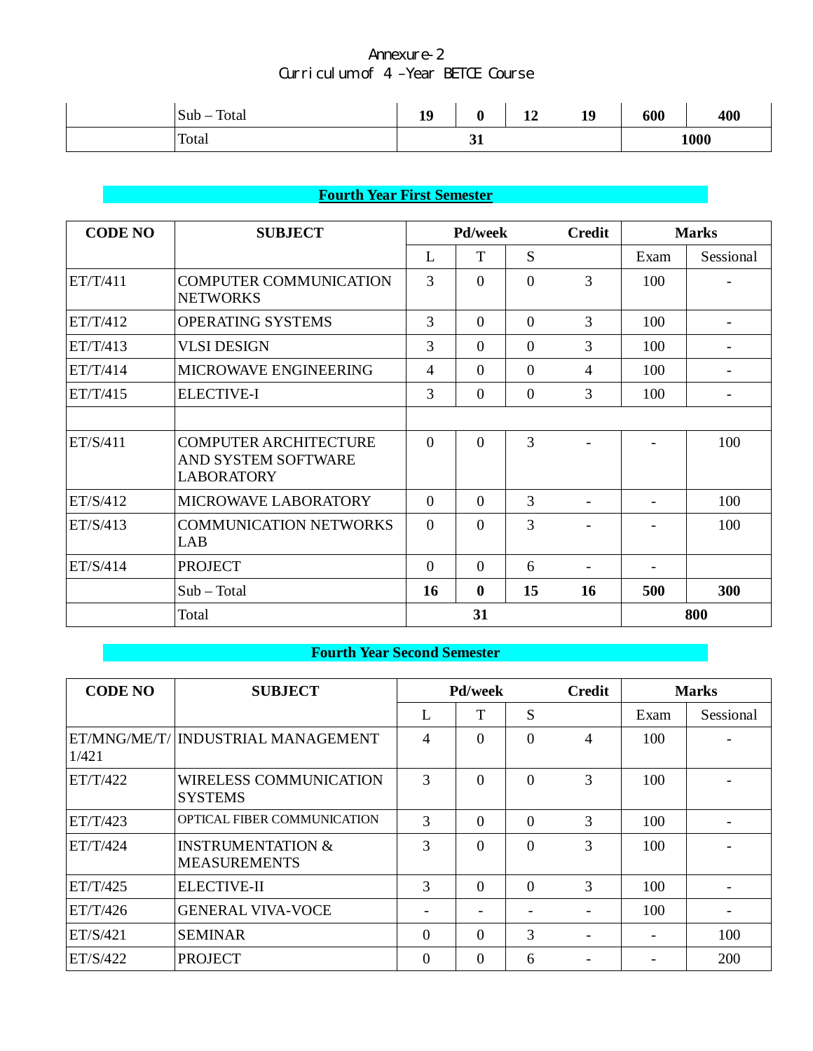Annexure-2
Curriculum of 4-Year BETCE Course

| | | | | | | | |
|---|---|---|---|---|---|---|---|
| | Sub – Total | **19** | **0** | **12** | **19** | **600** | **400** |
| | Total | **31** | | | | **1000** | |

## Fourth Year First Semester

| CODE NO | SUBJECT | Pd/week | | | Credit | Marks | |
|---|---|---|---|---|---|---|---|
| | | L | T | S | | Exam | Sessional |
| ET/T/411 | COMPUTER COMMUNICATION NETWORKS | 3 | 0 | 0 | 3 | 100 | - |
| ET/T/412 | OPERATING SYSTEMS | 3 | 0 | 0 | 3 | 100 | - |
| ET/T/413 | VLSI DESIGN | 3 | 0 | 0 | 3 | 100 | - |
| ET/T/414 | MICROWAVE ENGINEERING | 4 | 0 | 0 | 4 | 100 | - |
| ET/T/415 | ELECTIVE-I | 3 | 0 | 0 | 3 | 100 | - |
| | | | | | | | |
| ET/S/411 | COMPUTER ARCHITECTURE AND SYSTEM SOFTWARE LABORATORY | 0 | 0 | 3 | - | - | 100 |
| ET/S/412 | MICROWAVE LABORATORY | 0 | 0 | 3 | - | - | 100 |
| ET/S/413 | COMMUNICATION NETWORKS LAB | 0 | 0 | 3 | - | - | 100 |
| ET/S/414 | PROJECT | 0 | 0 | 6 | - | - | |
| | Sub – Total | **16** | **0** | **15** | **16** | **500** | **300** |
| | Total | **31** | | | | **800** | |

## Fourth Year Second Semester

| CODE NO | SUBJECT | Pd/week | | | Credit | Marks | |
|---|---|---|---|---|---|---|---|
| | | L | T | S | | Exam | Sessional |
| ET/MNG/ME/T/1/421 | INDUSTRIAL MANAGEMENT | 4 | 0 | 0 | 4 | 100 | - |
| ET/T/422 | WIRELESS COMMUNICATION SYSTEMS | 3 | 0 | 0 | 3 | 100 | - |
| ET/T/423 | OPTICAL FIBER COMMUNICATION | 3 | 0 | 0 | 3 | 100 | - |
| ET/T/424 | INSTRUMENTATION & MEASUREMENTS | 3 | 0 | 0 | 3 | 100 | - |
| ET/T/425 | ELECTIVE-II | 3 | 0 | 0 | 3 | 100 | - |
| ET/T/426 | GENERAL VIVA-VOCE | - | - | - | - | 100 | - |
| ET/S/421 | SEMINAR | 0 | 0 | 3 | - | - | 100 |
| ET/S/422 | PROJECT | 0 | 0 | 6 | - | - | 200 |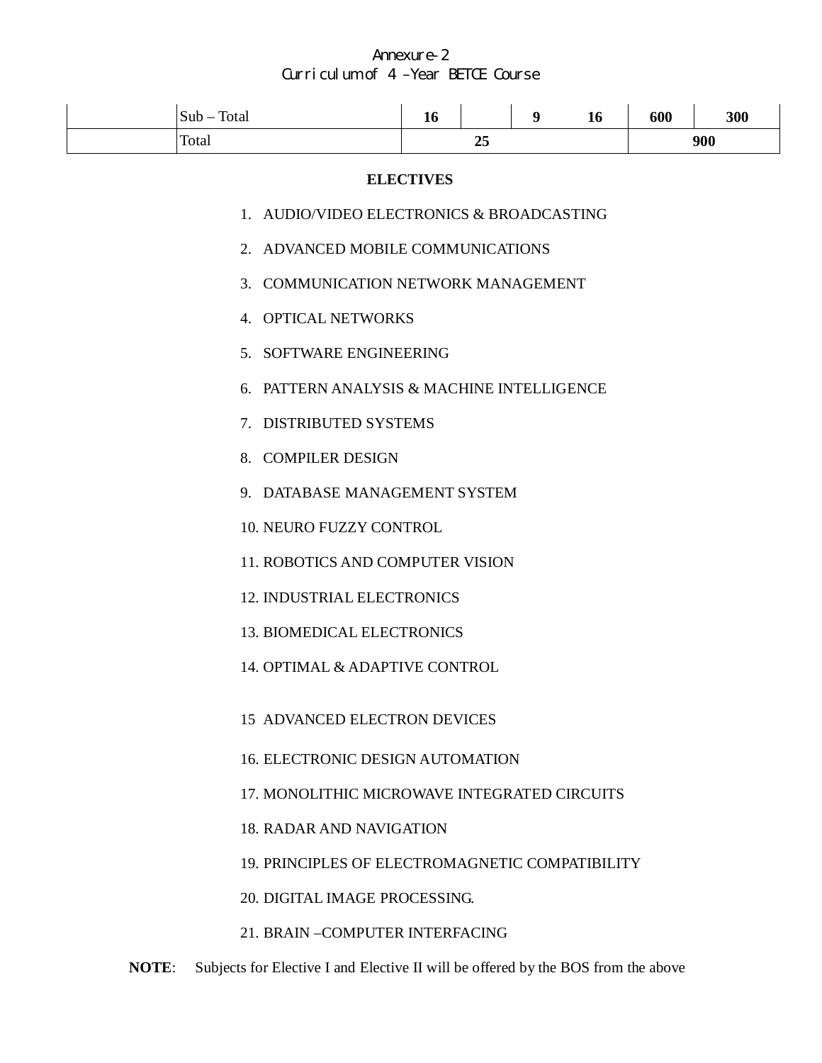Annexure-2
Curriculum of 4 –Year BETCE Course

| | | | | | | | |
|---|---|---|---|---|---|---|---|
| | Sub – Total | **16** | | **9** | **16** | **600** | **300** |
| | Total | **25** | | | | **900** | |

**ELECTIVES**

1. AUDIO/VIDEO ELECTRONICS & BROADCASTING
2. ADVANCED MOBILE COMMUNICATIONS
3. COMMUNICATION NETWORK MANAGEMENT
4. OPTICAL NETWORKS
5. SOFTWARE ENGINEERING
6. PATTERN ANALYSIS & MACHINE INTELLIGENCE
7. DISTRIBUTED SYSTEMS
8. COMPILER DESIGN
9. DATABASE MANAGEMENT SYSTEM
10. NEURO FUZZY CONTROL
11. ROBOTICS AND COMPUTER VISION
12. INDUSTRIAL ELECTRONICS
13. BIOMEDICAL ELECTRONICS
14. OPTIMAL & ADAPTIVE CONTROL
15. ADVANCED ELECTRON DEVICES
16. ELECTRONIC DESIGN AUTOMATION
17. MONOLITHIC MICROWAVE INTEGRATED CIRCUITS
18. RADAR AND NAVIGATION
19. PRINCIPLES OF ELECTROMAGNETIC COMPATIBILITY
20. DIGITAL IMAGE PROCESSING.
21. BRAIN –COMPUTER INTERFACING

**NOTE**: Subjects for Elective I and Elective II will be offered by the BOS from the above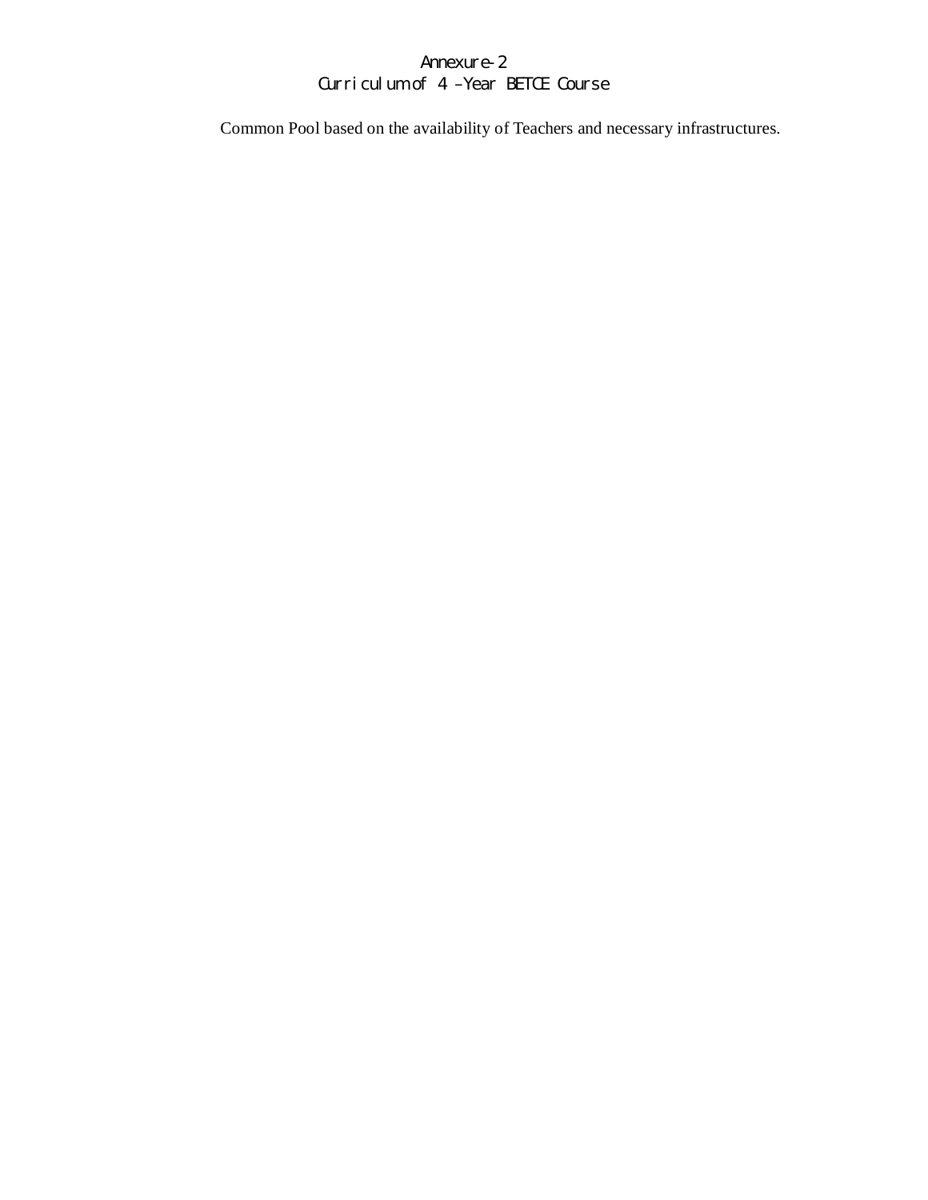# Annexure-2

## Curriculum of 4 –Year BETCE Course

Common Pool based on the availability of Teachers and necessary infrastructures.